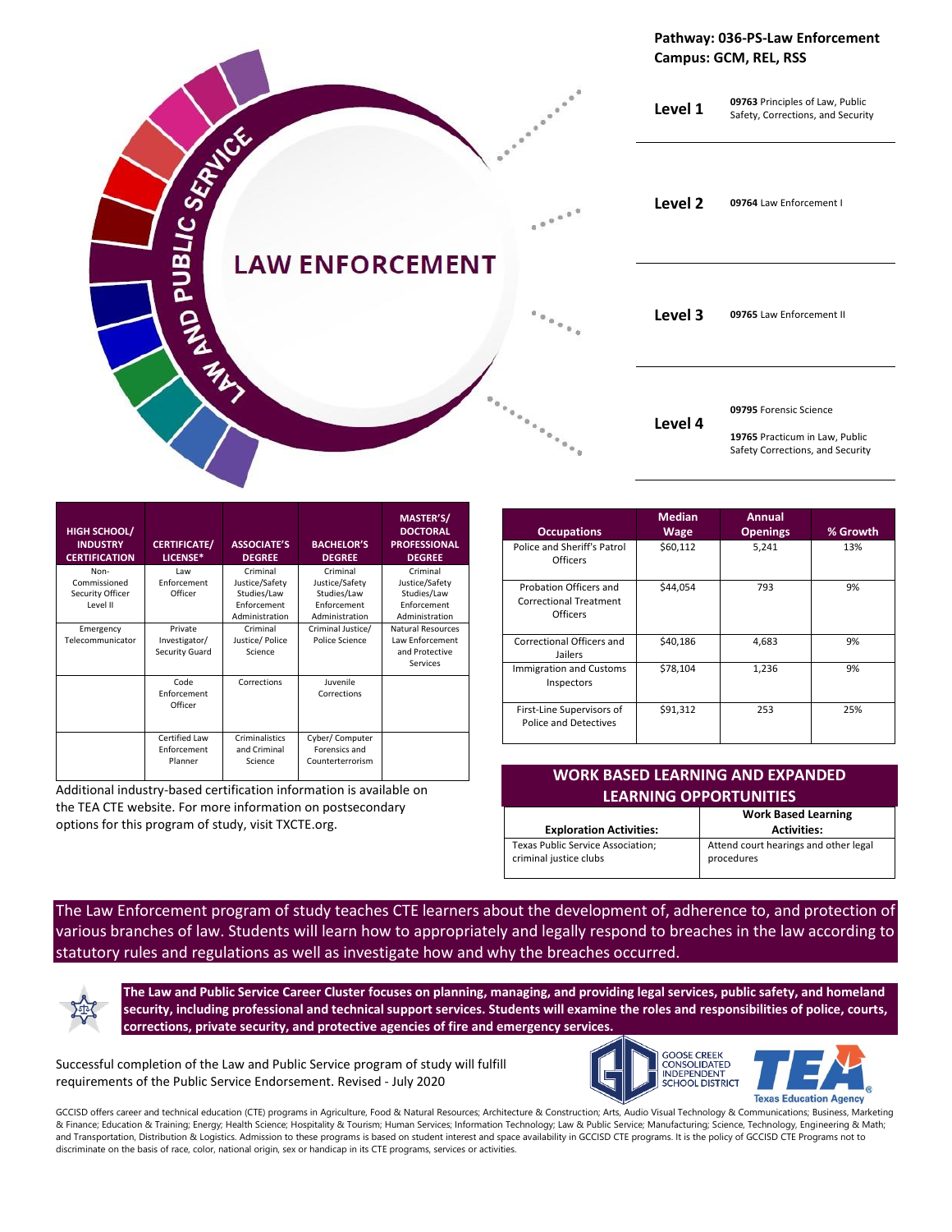**Pathway: 036-PS-Law Enforcement**
**Campus: GCM, REL, RSS**

# LAW ENFORCEMENT

LAW AND PUBLIC SERVICE

| Level | Course |
|---|---|
| **Level 1** | **09763** Principles of Law, Public Safety, Corrections, and Security |
| **Level 2** | **09764** Law Enforcement I |
| **Level 3** | **09765** Law Enforcement II |
| **Level 4** | **09795** Forensic Science<br>**19765** Practicum in Law, Public Safety Corrections, and Security |

| HIGH SCHOOL/ INDUSTRY CERTIFICATION | CERTIFICATE/ LICENSE* | ASSOCIATE'S DEGREE | BACHELOR'S DEGREE | MASTER'S/ DOCTORAL PROFESSIONAL DEGREE |
|---|---|---|---|---|
| Non-Commissioned Security Officer Level II | Law Enforcement Officer | Criminal Justice/Safety Studies/Law Enforcement Administration | Criminal Justice/Safety Studies/Law Enforcement Administration | Criminal Justice/Safety Studies/Law Enforcement Administration |
| Emergency Telecommunicator | Private Investigator/ Security Guard | Criminal Justice/ Police Science | Criminal Justice/ Police Science | Natural Resources Law Enforcement and Protective Services |
| | Code Enforcement Officer | Corrections | Juvenile Corrections | |
| | Certified Law Enforcement Planner | Criminalistics and Criminal Science | Cyber/ Computer Forensics and Counterterrorism | |

Additional industry-based certification information is available on the TEA CTE website. For more information on postsecondary options for this program of study, visit TXCTE.org.

| Occupations | Median Wage | Annual Openings | % Growth |
|---|---|---|---|
| Police and Sheriff's Patrol Officers | $60,112 | 5,241 | 13% |
| Probation Officers and Correctional Treatment Officers | $44,054 | 793 | 9% |
| Correctional Officers and Jailers | $40,186 | 4,683 | 9% |
| Immigration and Customs Inspectors | $78,104 | 1,236 | 9% |
| First-Line Supervisors of Police and Detectives | $91,312 | 253 | 25% |

## WORK BASED LEARNING AND EXPANDED LEARNING OPPORTUNITIES

| Exploration Activities: | Work Based Learning Activities: |
|---|---|
| Texas Public Service Association; criminal justice clubs | Attend court hearings and other legal procedures |

The Law Enforcement program of study teaches CTE learners about the development of, adherence to, and protection of various branches of law. Students will learn how to appropriately and legally respond to breaches in the law according to statutory rules and regulations as well as investigate how and why the breaches occurred.

**The Law and Public Service Career Cluster focuses on planning, managing, and providing legal services, public safety, and homeland security, including professional and technical support services. Students will examine the roles and responsibilities of police, courts, corrections, private security, and protective agencies of fire and emergency services.**

Successful completion of the Law and Public Service program of study will fulfill requirements of the Public Service Endorsement. Revised - July 2020

GOOSE CREEK CONSOLIDATED INDEPENDENT SCHOOL DISTRICT

Texas Education Agency

GCCISD offers career and technical education (CTE) programs in Agriculture, Food & Natural Resources; Architecture & Construction; Arts, Audio Visual Technology & Communications; Business, Marketing & Finance; Education & Training; Energy; Health Science; Hospitality & Tourism; Human Services; Information Technology; Law & Public Service; Manufacturing; Science, Technology, Engineering & Math; and Transportation, Distribution & Logistics. Admission to these programs is based on student interest and space availability in GCCISD CTE programs. It is the policy of GCCISD CTE Programs not to discriminate on the basis of race, color, national origin, sex or handicap in its CTE programs, services or activities.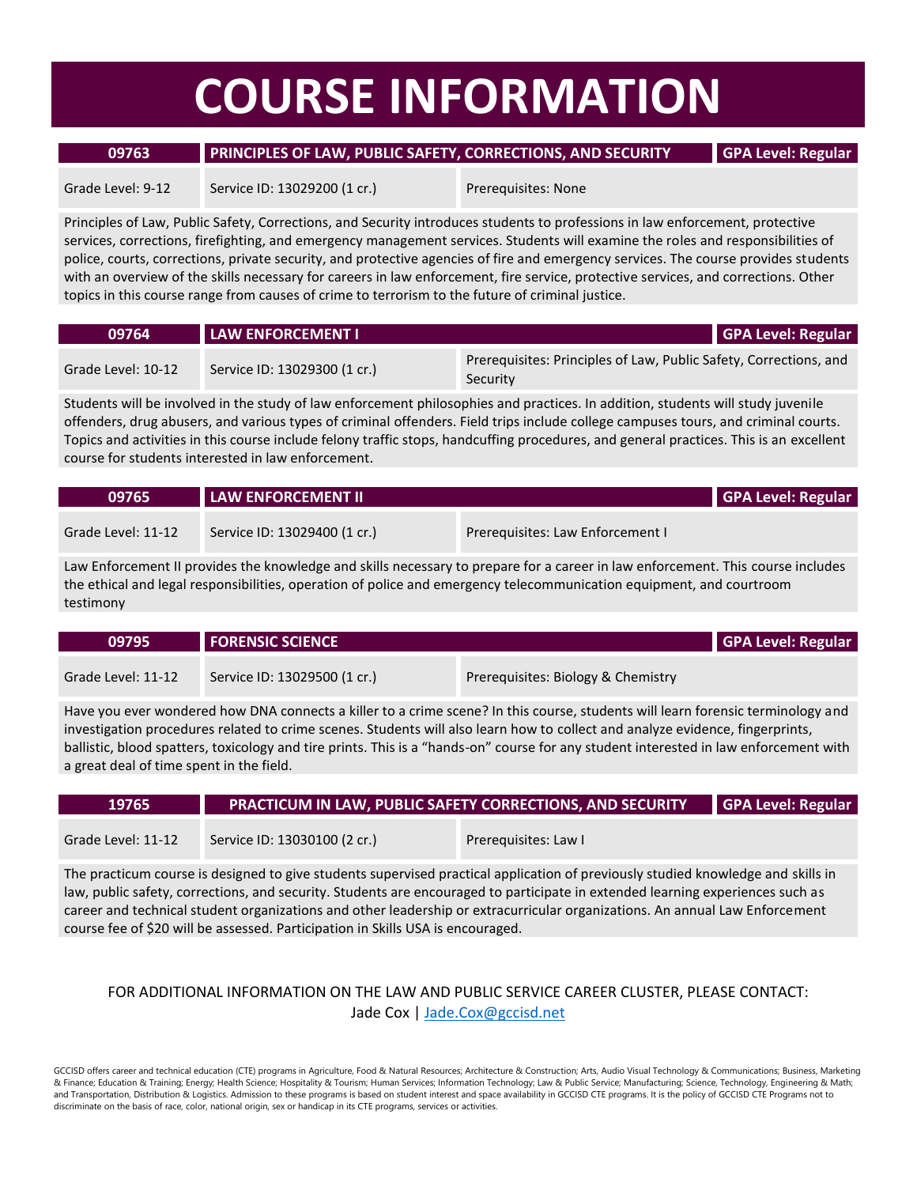# COURSE INFORMATION

| 09763 | PRINCIPLES OF LAW, PUBLIC SAFETY, CORRECTIONS, AND SECURITY | GPA Level: Regular |
|---|---|---|
| Grade Level: 9-12 | Service ID: 13029200 (1 cr.) | Prerequisites: None |

Principles of Law, Public Safety, Corrections, and Security introduces students to professions in law enforcement, protective services, corrections, firefighting, and emergency management services. Students will examine the roles and responsibilities of police, courts, corrections, private security, and protective agencies of fire and emergency services. The course provides students with an overview of the skills necessary for careers in law enforcement, fire service, protective services, and corrections. Other topics in this course range from causes of crime to terrorism to the future of criminal justice.

| 09764 | LAW ENFORCEMENT I | GPA Level: Regular |
|---|---|---|
| Grade Level: 10-12 | Service ID: 13029300 (1 cr.) | Prerequisites: Principles of Law, Public Safety, Corrections, and Security |

Students will be involved in the study of law enforcement philosophies and practices. In addition, students will study juvenile offenders, drug abusers, and various types of criminal offenders. Field trips include college campuses tours, and criminal courts. Topics and activities in this course include felony traffic stops, handcuffing procedures, and general practices. This is an excellent course for students interested in law enforcement.

| 09765 | LAW ENFORCEMENT II | GPA Level: Regular |
|---|---|---|
| Grade Level: 11-12 | Service ID: 13029400 (1 cr.) | Prerequisites: Law Enforcement I |

Law Enforcement II provides the knowledge and skills necessary to prepare for a career in law enforcement. This course includes the ethical and legal responsibilities, operation of police and emergency telecommunication equipment, and courtroom testimony

| 09795 | FORENSIC SCIENCE | GPA Level: Regular |
|---|---|---|
| Grade Level: 11-12 | Service ID: 13029500 (1 cr.) | Prerequisites: Biology & Chemistry |

Have you ever wondered how DNA connects a killer to a crime scene? In this course, students will learn forensic terminology and investigation procedures related to crime scenes. Students will also learn how to collect and analyze evidence, fingerprints, ballistic, blood spatters, toxicology and tire prints. This is a "hands-on" course for any student interested in law enforcement with a great deal of time spent in the field.

| 19765 | PRACTICUM IN LAW, PUBLIC SAFETY CORRECTIONS, AND SECURITY | GPA Level: Regular |
|---|---|---|
| Grade Level: 11-12 | Service ID: 13030100 (2 cr.) | Prerequisites: Law I |

The practicum course is designed to give students supervised practical application of previously studied knowledge and skills in law, public safety, corrections, and security. Students are encouraged to participate in extended learning experiences such as career and technical student organizations and other leadership or extracurricular organizations. An annual Law Enforcement course fee of $20 will be assessed. Participation in Skills USA is encouraged.

FOR ADDITIONAL INFORMATION ON THE LAW AND PUBLIC SERVICE CAREER CLUSTER, PLEASE CONTACT:
Jade Cox | Jade.Cox@gccisd.net

GCCISD offers career and technical education (CTE) programs in Agriculture, Food & Natural Resources; Architecture & Construction; Arts, Audio Visual Technology & Communications; Business, Marketing & Finance; Education & Training; Energy; Health Science; Hospitality & Tourism; Human Services; Information Technology; Law & Public Service; Manufacturing; Science, Technology, Engineering & Math; and Transportation, Distribution & Logistics. Admission to these programs is based on student interest and space availability in GCCISD CTE programs. It is the policy of GCCISD CTE Programs not to discriminate on the basis of race, color, national origin, sex or handicap in its CTE programs, services or activities.